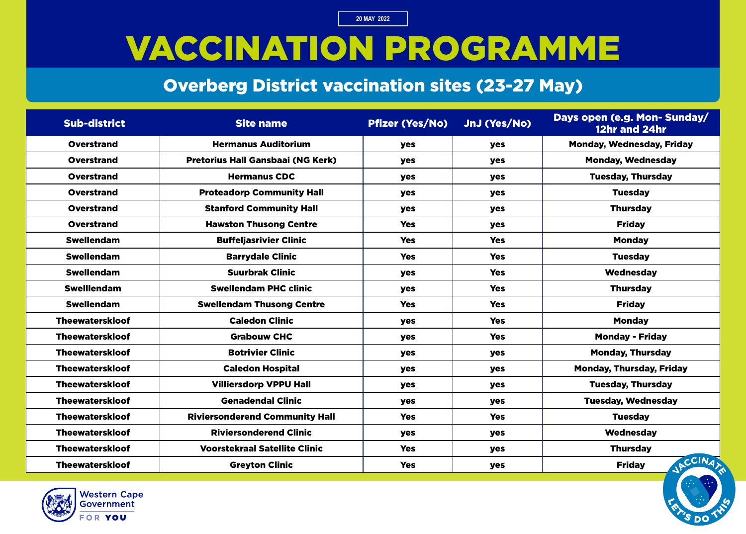20 MAY 2022

# VACCINATION PROGRAMME

## Overberg District vaccination sites (23-27 May)

| Sub-district | Site name | Pfizer (Yes/No) | JnJ (Yes/No) | Days open (e.g. Mon- Sunday/ 12hr and 24hr |
|---|---|---|---|---|
| Overstrand | Hermanus Auditorium | yes | yes | Monday, Wednesday, Friday |
| Overstrand | Pretorius Hall Gansbaai (NG Kerk) | yes | yes | Monday, Wednesday |
| Overstrand | Hermanus CDC | yes | yes | Tuesday, Thursday |
| Overstrand | Proteadorp Community Hall | yes | yes | Tuesday |
| Overstrand | Stanford Community Hall | yes | yes | Thursday |
| Overstrand | Hawston Thusong Centre | Yes | yes | Friday |
| Swellendam | Buffeljasrivier Clinic | Yes | Yes | Monday |
| Swellendam | Barrydale Clinic | Yes | Yes | Tuesday |
| Swellendam | Suurbrak Clinic | yes | Yes | Wednesday |
| Swelllendam | Swellendam PHC clinic | yes | Yes | Thursday |
| Swellendam | Swellendam Thusong Centre | Yes | Yes | Friday |
| Theewaterskloof | Caledon Clinic | yes | Yes | Monday |
| Theewaterskloof | Grabouw CHC | yes | Yes | Monday - Friday |
| Theewaterskloof | Botrivier Clinic | yes | yes | Monday, Thursday |
| Theewaterskloof | Caledon Hospital | yes | yes | Monday, Thursday, Friday |
| Theewaterskloof | Villiersdorp VPPU Hall | yes | yes | Tuesday, Thursday |
| Theewaterskloof | Genadendal Clinic | yes | yes | Tuesday, Wednesday |
| Theewaterskloof | Riviersonderend Community Hall | Yes | Yes | Tuesday |
| Theewaterskloof | Riviersonderend Clinic | yes | yes | Wednesday |
| Theewaterskloof | Voorstekraal Satellite Clinic | Yes | yes | Thursday |
| Theewaterskloof | Greyton Clinic | Yes | yes | Friday |

Western Cape Government FOR YOU

VACCINATE LET'S DO THIS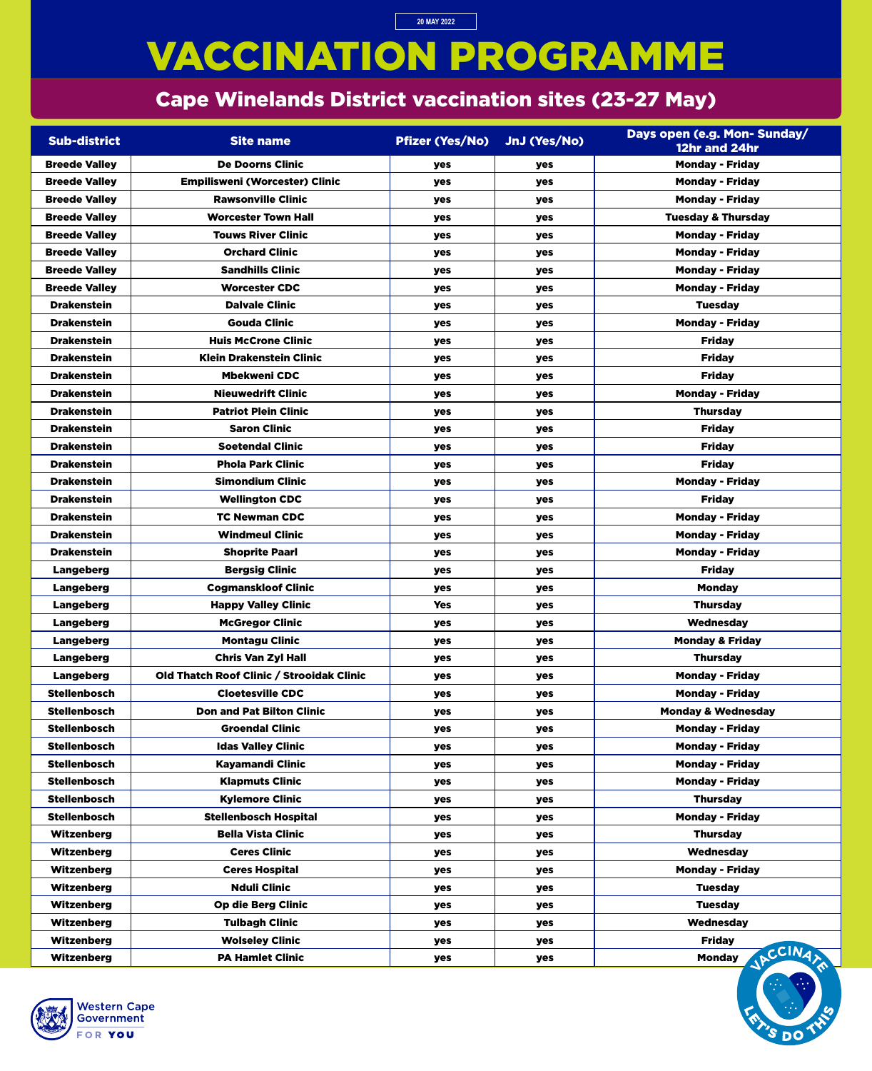20 MAY 2022

# VACCINATION PROGRAMME

## Cape Winelands District vaccination sites (23-27 May)

| Sub-district | Site name | Pfizer (Yes/No) | JnJ (Yes/No) | Days open (e.g. Mon- Sunday/ 12hr and 24hr |
|---|---|---|---|---|
| Breede Valley | De Doorns Clinic | yes | yes | Monday - Friday |
| Breede Valley | Empilisweni (Worcester) Clinic | yes | yes | Monday - Friday |
| Breede Valley | Rawsonville Clinic | yes | yes | Monday - Friday |
| Breede Valley | Worcester Town Hall | yes | yes | Tuesday & Thursday |
| Breede Valley | Touws River Clinic | yes | yes | Monday - Friday |
| Breede Valley | Orchard Clinic | yes | yes | Monday - Friday |
| Breede Valley | Sandhills Clinic | yes | yes | Monday - Friday |
| Breede Valley | Worcester CDC | yes | yes | Monday - Friday |
| Drakenstein | Dalvale Clinic | yes | yes | Tuesday |
| Drakenstein | Gouda Clinic | yes | yes | Monday - Friday |
| Drakenstein | Huis McCrone Clinic | yes | yes | Friday |
| Drakenstein | Klein Drakenstein Clinic | yes | yes | Friday |
| Drakenstein | Mbekweni CDC | yes | yes | Friday |
| Drakenstein | Nieuwedrift Clinic | yes | yes | Monday - Friday |
| Drakenstein | Patriot Plein Clinic | yes | yes | Thursday |
| Drakenstein | Saron Clinic | yes | yes | Friday |
| Drakenstein | Soetendal Clinic | yes | yes | Friday |
| Drakenstein | Phola Park Clinic | yes | yes | Friday |
| Drakenstein | Simondium Clinic | yes | yes | Monday - Friday |
| Drakenstein | Wellington CDC | yes | yes | Friday |
| Drakenstein | TC Newman CDC | yes | yes | Monday - Friday |
| Drakenstein | Windmeul Clinic | yes | yes | Monday - Friday |
| Drakenstein | Shoprite Paarl | yes | yes | Monday - Friday |
| Langeberg | Bergsig Clinic | yes | yes | Friday |
| Langeberg | Cogmanskloof Clinic | yes | yes | Monday |
| Langeberg | Happy Valley Clinic | Yes | yes | Thursday |
| Langeberg | McGregor Clinic | yes | yes | Wednesday |
| Langeberg | Montagu Clinic | yes | yes | Monday & Friday |
| Langeberg | Chris Van Zyl Hall | yes | yes | Thursday |
| Langeberg | Old Thatch Roof Clinic / Strooidak Clinic | yes | yes | Monday - Friday |
| Stellenbosch | Cloetesville CDC | yes | yes | Monday - Friday |
| Stellenbosch | Don and Pat Bilton Clinic | yes | yes | Monday & Wednesday |
| Stellenbosch | Groendal Clinic | yes | yes | Monday - Friday |
| Stellenbosch | Idas Valley Clinic | yes | yes | Monday - Friday |
| Stellenbosch | Kayamandi Clinic | yes | yes | Monday - Friday |
| Stellenbosch | Klapmuts Clinic | yes | yes | Monday - Friday |
| Stellenbosch | Kylemore Clinic | yes | yes | Thursday |
| Stellenbosch | Stellenbosch Hospital | yes | yes | Monday - Friday |
| Witzenberg | Bella Vista Clinic | yes | yes | Thursday |
| Witzenberg | Ceres Clinic | yes | yes | Wednesday |
| Witzenberg | Ceres Hospital | yes | yes | Monday - Friday |
| Witzenberg | Nduli Clinic | yes | yes | Tuesday |
| Witzenberg | Op die Berg Clinic | yes | yes | Tuesday |
| Witzenberg | Tulbagh Clinic | yes | yes | Wednesday |
| Witzenberg | Wolseley Clinic | yes | yes | Friday |
| Witzenberg | PA Hamlet Clinic | yes | yes | Monday |

Western Cape Government
FOR YOU

VACCINATE LET'S DO THIS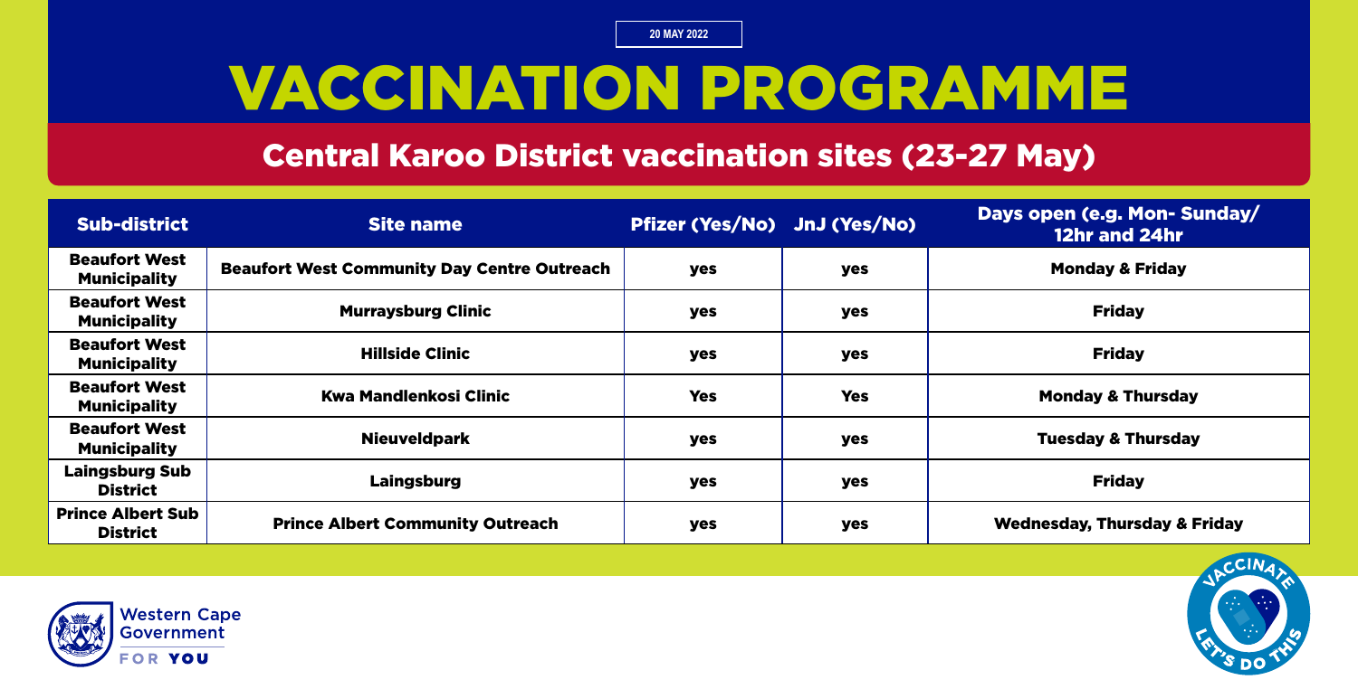20 MAY 2022

# VACCINATION PROGRAMME

## Central Karoo District vaccination sites (23-27 May)

| Sub-district | Site name | Pfizer (Yes/No) | JnJ (Yes/No) | Days open (e.g. Mon- Sunday/ 12hr and 24hr |
|---|---|---|---|---|
| Beaufort West Municipality | Beaufort West Community Day Centre Outreach | yes | yes | Monday & Friday |
| Beaufort West Municipality | Murraysburg Clinic | yes | yes | Friday |
| Beaufort West Municipality | Hillside Clinic | yes | yes | Friday |
| Beaufort West Municipality | Kwa Mandlenkosi Clinic | Yes | Yes | Monday & Thursday |
| Beaufort West Municipality | Nieuveldpark | yes | yes | Tuesday & Thursday |
| Laingsburg Sub District | Laingsburg | yes | yes | Friday |
| Prince Albert Sub District | Prince Albert Community Outreach | yes | yes | Wednesday, Thursday & Friday |

Western Cape Government

FOR YOU

VACCINATE LET'S DO THIS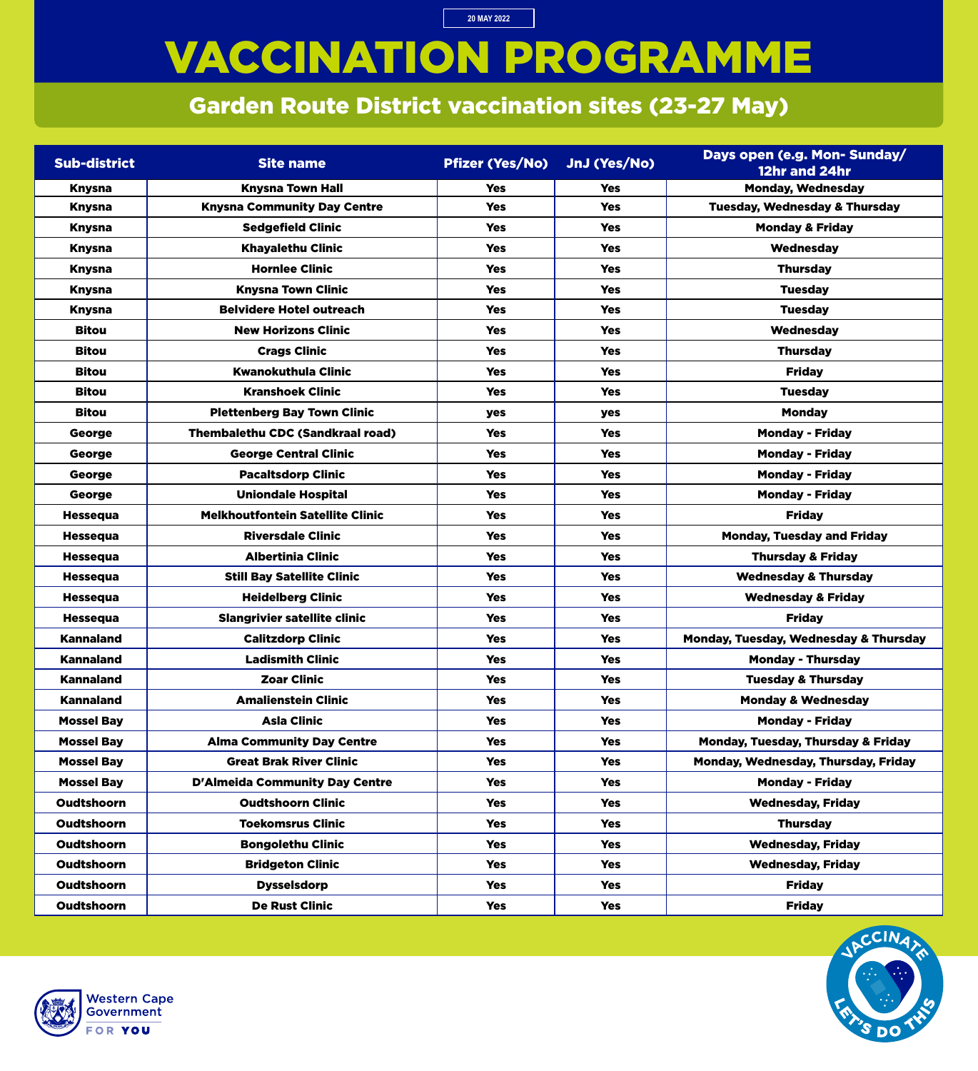20 MAY 2022

# VACCINATION PROGRAMME

## Garden Route District vaccination sites (23-27 May)

| Sub-district | Site name | Pfizer (Yes/No) | JnJ (Yes/No) | Days open (e.g. Mon- Sunday/ 12hr and 24hr |
|---|---|---|---|---|
| Knysna | Knysna Town Hall | Yes | Yes | Monday, Wednesday |
| Knysna | Knysna Community Day Centre | Yes | Yes | Tuesday, Wednesday & Thursday |
| Knysna | Sedgefield Clinic | Yes | Yes | Monday & Friday |
| Knysna | Khayalethu Clinic | Yes | Yes | Wednesday |
| Knysna | Hornlee Clinic | Yes | Yes | Thursday |
| Knysna | Knysna Town Clinic | Yes | Yes | Tuesday |
| Knysna | Belvidere Hotel outreach | Yes | Yes | Tuesday |
| Bitou | New Horizons Clinic | Yes | Yes | Wednesday |
| Bitou | Crags Clinic | Yes | Yes | Thursday |
| Bitou | Kwanokuthula Clinic | Yes | Yes | Friday |
| Bitou | Kranshoek Clinic | Yes | Yes | Tuesday |
| Bitou | Plettenberg Bay Town Clinic | yes | yes | Monday |
| George | Thembalethu CDC (Sandkraal road) | Yes | Yes | Monday - Friday |
| George | George Central Clinic | Yes | Yes | Monday - Friday |
| George | Pacaltsdorp Clinic | Yes | Yes | Monday - Friday |
| George | Uniondale Hospital | Yes | Yes | Monday - Friday |
| Hessequa | Melkhoutfontein Satellite Clinic | Yes | Yes | Friday |
| Hessequa | Riversdale Clinic | Yes | Yes | Monday, Tuesday and Friday |
| Hessequa | Albertinia Clinic | Yes | Yes | Thursday & Friday |
| Hessequa | Still Bay Satellite Clinic | Yes | Yes | Wednesday & Thursday |
| Hessequa | Heidelberg Clinic | Yes | Yes | Wednesday & Friday |
| Hessequa | Slangrivier satellite clinic | Yes | Yes | Friday |
| Kannaland | Calitzdorp Clinic | Yes | Yes | Monday, Tuesday, Wednesday & Thursday |
| Kannaland | Ladismith Clinic | Yes | Yes | Monday - Thursday |
| Kannaland | Zoar Clinic | Yes | Yes | Tuesday & Thursday |
| Kannaland | Amalienstein Clinic | Yes | Yes | Monday & Wednesday |
| Mossel Bay | Asla Clinic | Yes | Yes | Monday - Friday |
| Mossel Bay | Alma Community Day Centre | Yes | Yes | Monday, Tuesday, Thursday & Friday |
| Mossel Bay | Great Brak River Clinic | Yes | Yes | Monday, Wednesday, Thursday, Friday |
| Mossel Bay | D'Almeida Community Day Centre | Yes | Yes | Monday - Friday |
| Oudtshoorn | Oudtshoorn Clinic | Yes | Yes | Wednesday, Friday |
| Oudtshoorn | Toekomsrus Clinic | Yes | Yes | Thursday |
| Oudtshoorn | Bongolethu Clinic | Yes | Yes | Wednesday, Friday |
| Oudtshoorn | Bridgeton Clinic | Yes | Yes | Wednesday, Friday |
| Oudtshoorn | Dysselsdorp | Yes | Yes | Friday |
| Oudtshoorn | De Rust Clinic | Yes | Yes | Friday |

Western Cape Government
FOR YOU

VACCINATE LET'S DO THIS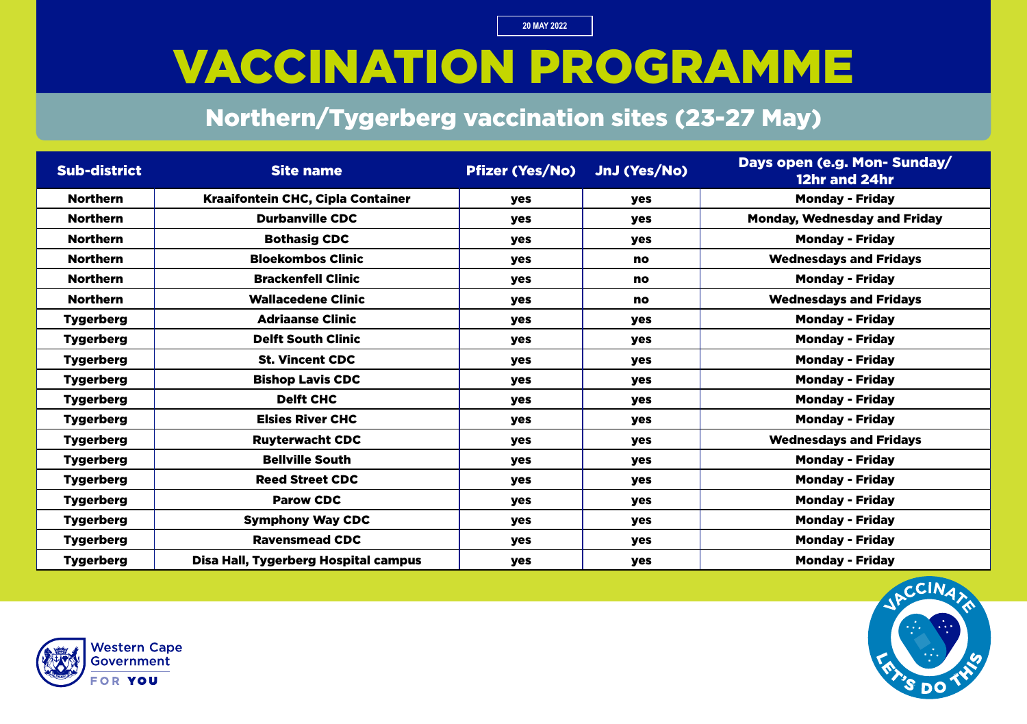20 MAY 2022

# VACCINATION PROGRAMME

## Northern/Tygerberg vaccination sites (23-27 May)

| Sub-district | Site name | Pfizer (Yes/No) | JnJ (Yes/No) | Days open (e.g. Mon- Sunday/ 12hr and 24hr |
|---|---|---|---|---|
| Northern | Kraaifontein CHC, Cipla Container | yes | yes | Monday - Friday |
| Northern | Durbanville CDC | yes | yes | Monday, Wednesday and Friday |
| Northern | Bothasig CDC | yes | yes | Monday - Friday |
| Northern | Bloekombos Clinic | yes | no | Wednesdays and Fridays |
| Northern | Brackenfell Clinic | yes | no | Monday - Friday |
| Northern | Wallacedene Clinic | yes | no | Wednesdays and Fridays |
| Tygerberg | Adriaanse Clinic | yes | yes | Monday - Friday |
| Tygerberg | Delft South Clinic | yes | yes | Monday - Friday |
| Tygerberg | St. Vincent CDC | yes | yes | Monday - Friday |
| Tygerberg | Bishop Lavis CDC | yes | yes | Monday - Friday |
| Tygerberg | Delft CHC | yes | yes | Monday - Friday |
| Tygerberg | Elsies River CHC | yes | yes | Monday - Friday |
| Tygerberg | Ruyterwacht CDC | yes | yes | Wednesdays and Fridays |
| Tygerberg | Bellville South | yes | yes | Monday - Friday |
| Tygerberg | Reed Street CDC | yes | yes | Monday - Friday |
| Tygerberg | Parow CDC | yes | yes | Monday - Friday |
| Tygerberg | Symphony Way CDC | yes | yes | Monday - Friday |
| Tygerberg | Ravensmead CDC | yes | yes | Monday - Friday |
| Tygerberg | Disa Hall, Tygerberg Hospital campus | yes | yes | Monday - Friday |

Western Cape Government

FOR YOU

VACCINATE LET'S DO THIS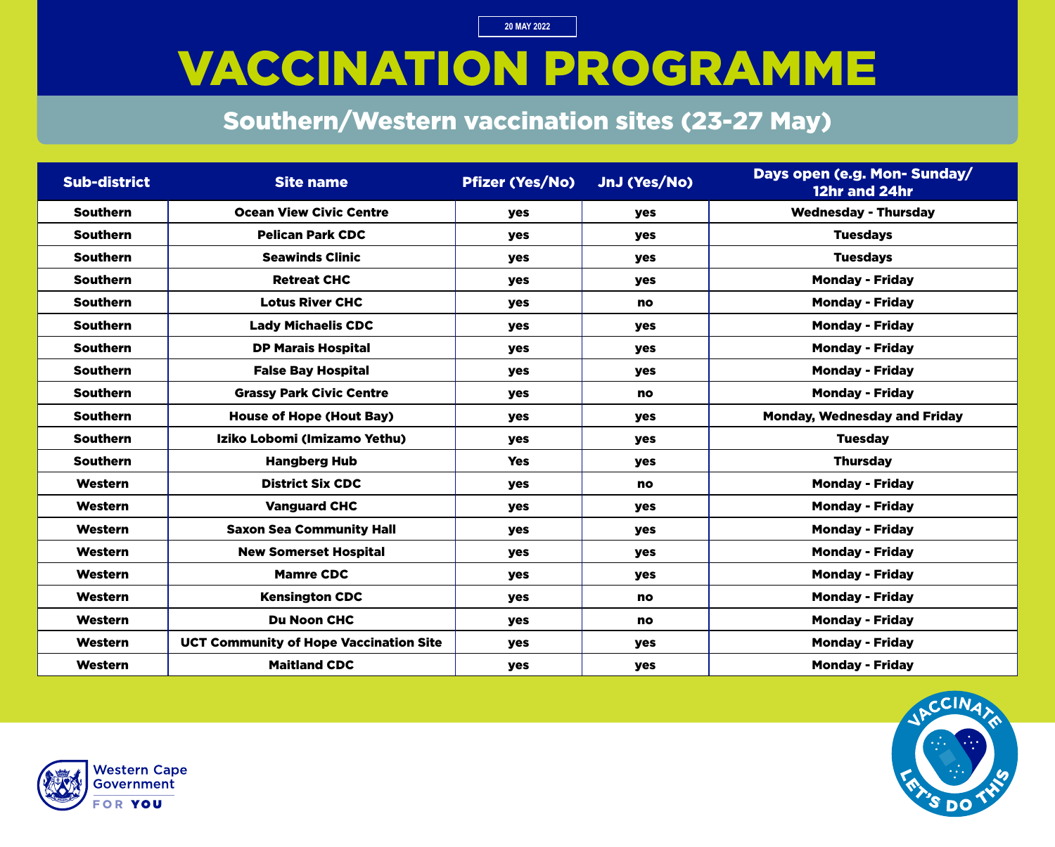20 MAY 2022

# VACCINATION PROGRAMME

## Southern/Western vaccination sites (23-27 May)

| Sub-district | Site name | Pfizer (Yes/No) | JnJ (Yes/No) | Days open (e.g. Mon- Sunday/ 12hr and 24hr |
|---|---|---|---|---|
| Southern | Ocean View Civic Centre | yes | yes | Wednesday - Thursday |
| Southern | Pelican Park CDC | yes | yes | Tuesdays |
| Southern | Seawinds Clinic | yes | yes | Tuesdays |
| Southern | Retreat CHC | yes | yes | Monday - Friday |
| Southern | Lotus River CHC | yes | no | Monday - Friday |
| Southern | Lady Michaelis CDC | yes | yes | Monday - Friday |
| Southern | DP Marais Hospital | yes | yes | Monday - Friday |
| Southern | False Bay Hospital | yes | yes | Monday - Friday |
| Southern | Grassy Park Civic Centre | yes | no | Monday - Friday |
| Southern | House of Hope (Hout Bay) | yes | yes | Monday, Wednesday and Friday |
| Southern | Iziko Lobomi (Imizamo Yethu) | yes | yes | Tuesday |
| Southern | Hangberg Hub | Yes | yes | Thursday |
| Western | District Six CDC | yes | no | Monday - Friday |
| Western | Vanguard CHC | yes | yes | Monday - Friday |
| Western | Saxon Sea Community Hall | yes | yes | Monday - Friday |
| Western | New Somerset Hospital | yes | yes | Monday - Friday |
| Western | Mamre CDC | yes | yes | Monday - Friday |
| Western | Kensington CDC | yes | no | Monday - Friday |
| Western | Du Noon CHC | yes | no | Monday - Friday |
| Western | UCT Community of Hope Vaccination Site | yes | yes | Monday - Friday |
| Western | Maitland CDC | yes | yes | Monday - Friday |

Western Cape Government
FOR YOU

VACCINATE LET'S DO THIS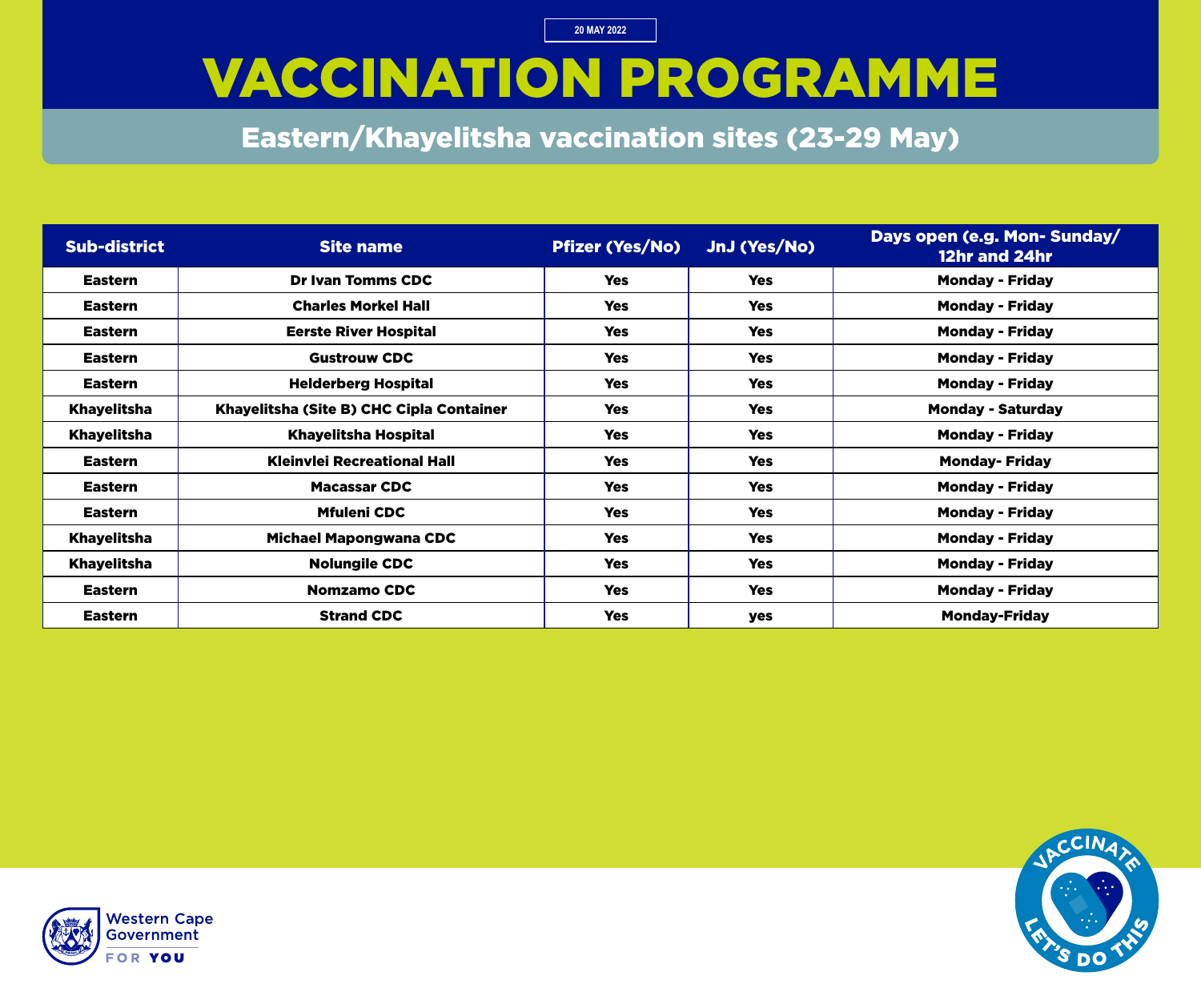20 MAY 2022

# VACCINATION PROGRAMME

## Eastern/Khayelitsha vaccination sites (23-29 May)

| Sub-district | Site name | Pfizer (Yes/No) | JnJ (Yes/No) | Days open (e.g. Mon- Sunday/ 12hr and 24hr |
|---|---|---|---|---|
| Eastern | Dr Ivan Tomms CDC | Yes | Yes | Monday - Friday |
| Eastern | Charles Morkel Hall | Yes | Yes | Monday - Friday |
| Eastern | Eerste River Hospital | Yes | Yes | Monday - Friday |
| Eastern | Gustrouw CDC | Yes | Yes | Monday - Friday |
| Eastern | Helderberg Hospital | Yes | Yes | Monday - Friday |
| Khayelitsha | Khayelitsha (Site B) CHC Cipla Container | Yes | Yes | Monday - Saturday |
| Khayelitsha | Khayelitsha Hospital | Yes | Yes | Monday - Friday |
| Eastern | Kleinvlei Recreational Hall | Yes | Yes | Monday- Friday |
| Eastern | Macassar CDC | Yes | Yes | Monday - Friday |
| Eastern | Mfuleni CDC | Yes | Yes | Monday - Friday |
| Khayelitsha | Michael Mapongwana CDC | Yes | Yes | Monday - Friday |
| Khayelitsha | Nolungile CDC | Yes | Yes | Monday - Friday |
| Eastern | Nomzamo CDC | Yes | Yes | Monday - Friday |
| Eastern | Strand CDC | Yes | yes | Monday-Friday |

Western Cape Government
FOR YOU

VACCINATE LET'S DO THIS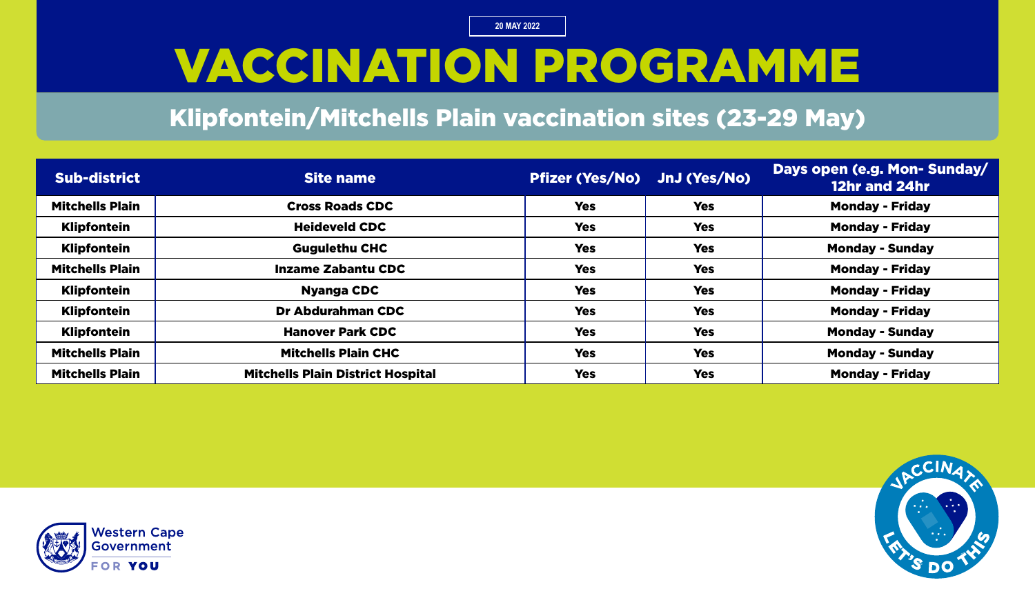20 MAY 2022

# VACCINATION PROGRAMME

## Klipfontein/Mitchells Plain vaccination sites (23-29 May)

| Sub-district | Site name | Pfizer (Yes/No) | JnJ (Yes/No) | Days open (e.g. Mon- Sunday/ 12hr and 24hr |
|---|---|---|---|---|
| Mitchells Plain | Cross Roads CDC | Yes | Yes | Monday - Friday |
| Klipfontein | Heideveld CDC | Yes | Yes | Monday - Friday |
| Klipfontein | Gugulethu CHC | Yes | Yes | Monday - Sunday |
| Mitchells Plain | Inzame Zabantu CDC | Yes | Yes | Monday - Friday |
| Klipfontein | Nyanga CDC | Yes | Yes | Monday - Friday |
| Klipfontein | Dr Abdurahman CDC | Yes | Yes | Monday - Friday |
| Klipfontein | Hanover Park CDC | Yes | Yes | Monday - Sunday |
| Mitchells Plain | Mitchells Plain CHC | Yes | Yes | Monday - Sunday |
| Mitchells Plain | Mitchells Plain District Hospital | Yes | Yes | Monday - Friday |

Western Cape Government
FOR YOU

VACCINATE LET'S DO THIS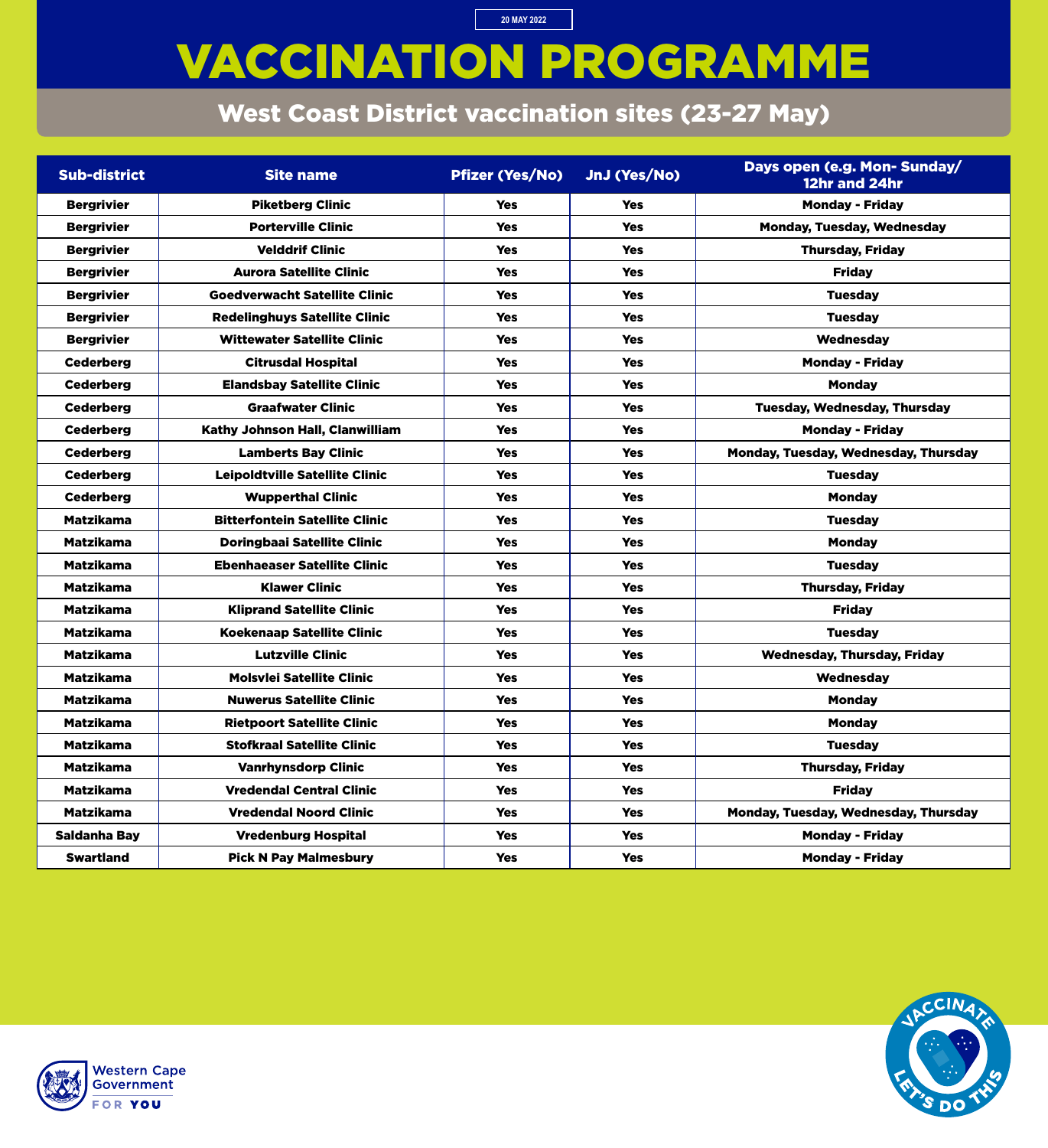20 MAY 2022

# VACCINATION PROGRAMME

## West Coast District vaccination sites (23-27 May)

| Sub-district | Site name | Pfizer (Yes/No) | JnJ (Yes/No) | Days open (e.g. Mon- Sunday/ 12hr and 24hr |
|---|---|---|---|---|
| Bergrivier | Piketberg Clinic | Yes | Yes | Monday - Friday |
| Bergrivier | Porterville Clinic | Yes | Yes | Monday, Tuesday, Wednesday |
| Bergrivier | Velddrif Clinic | Yes | Yes | Thursday, Friday |
| Bergrivier | Aurora Satellite Clinic | Yes | Yes | Friday |
| Bergrivier | Goedverwacht Satellite Clinic | Yes | Yes | Tuesday |
| Bergrivier | Redelinghuys Satellite Clinic | Yes | Yes | Tuesday |
| Bergrivier | Wittewater Satellite Clinic | Yes | Yes | Wednesday |
| Cederberg | Citrusdal Hospital | Yes | Yes | Monday - Friday |
| Cederberg | Elandsbay Satellite Clinic | Yes | Yes | Monday |
| Cederberg | Graafwater Clinic | Yes | Yes | Tuesday, Wednesday, Thursday |
| Cederberg | Kathy Johnson Hall, Clanwilliam | Yes | Yes | Monday - Friday |
| Cederberg | Lamberts Bay Clinic | Yes | Yes | Monday, Tuesday, Wednesday, Thursday |
| Cederberg | Leipoldtville Satellite Clinic | Yes | Yes | Tuesday |
| Cederberg | Wupperthal Clinic | Yes | Yes | Monday |
| Matzikama | Bitterfontein Satellite Clinic | Yes | Yes | Tuesday |
| Matzikama | Doringbaai Satellite Clinic | Yes | Yes | Monday |
| Matzikama | Ebenhaeaser Satellite Clinic | Yes | Yes | Tuesday |
| Matzikama | Klawer Clinic | Yes | Yes | Thursday, Friday |
| Matzikama | Kliprand Satellite Clinic | Yes | Yes | Friday |
| Matzikama | Koekenaap Satellite Clinic | Yes | Yes | Tuesday |
| Matzikama | Lutzville Clinic | Yes | Yes | Wednesday, Thursday, Friday |
| Matzikama | Molsvlei Satellite Clinic | Yes | Yes | Wednesday |
| Matzikama | Nuwerus Satellite Clinic | Yes | Yes | Monday |
| Matzikama | Rietpoort Satellite Clinic | Yes | Yes | Monday |
| Matzikama | Stofkraal Satellite Clinic | Yes | Yes | Tuesday |
| Matzikama | Vanrhynsdorp Clinic | Yes | Yes | Thursday, Friday |
| Matzikama | Vredendal Central Clinic | Yes | Yes | Friday |
| Matzikama | Vredendal Noord Clinic | Yes | Yes | Monday, Tuesday, Wednesday, Thursday |
| Saldanha Bay | Vredenburg Hospital | Yes | Yes | Monday - Friday |
| Swartland | Pick N Pay Malmesbury | Yes | Yes | Monday - Friday |

Western Cape Government
FOR YOU

VACCINATE LET'S DO THIS